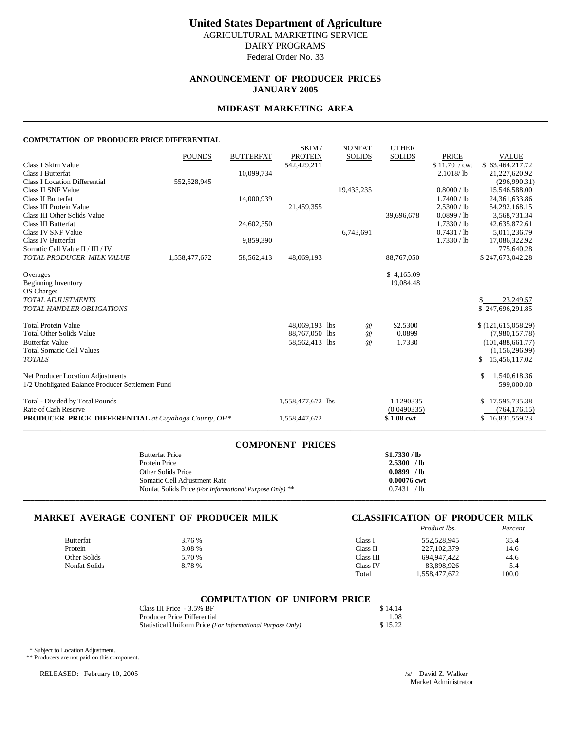# United States Department of Agriculture

AGRICULTURAL MARKETING SERVICE
DAIRY PROGRAMS
Federal Order No. 33

## ANNOUNCEMENT OF PRODUCER PRICES
## JANUARY 2005

## MIDEAST MARKETING AREA

### COMPUTATION OF PRODUCER PRICE DIFFERENTIAL

| | POUNDS | BUTTERFAT | SKIM / PROTEIN | NONFAT SOLIDS | OTHER SOLIDS | PRICE | VALUE |
|---|---|---|---|---|---|---|---|
| Class I Skim Value | | | 542,429,211 | | | $ 11.70 / cwt | $ 63,464,217.72 |
| Class I Butterfat | | 10,099,734 | | | | 2.1018/ lb | 21,227,620.92 |
| Class I Location Differential | 552,528,945 | | | | | | (296,990.31) |
| Class II SNF Value | | | | 19,433,235 | | 0.8000 / lb | 15,546,588.00 |
| Class II Butterfat | | 14,000,939 | | | | 1.7400 / lb | 24,361,633.86 |
| Class III Protein Value | | | 21,459,355 | | | 2.5300 / lb | 54,292,168.15 |
| Class III Other Solids Value | | | | | 39,696,678 | 0.0899 / lb | 3,568,731.34 |
| Class III Butterfat | | 24,602,350 | | | | 1.7330 / lb | 42,635,872.61 |
| Class IV SNF Value | | | | 6,743,691 | | 0.7431 / lb | 5,011,236.79 |
| Class IV Butterfat | | 9,859,390 | | | | 1.7330 / lb | 17,086,322.92 |
| Somatic Cell Value II / III / IV | | | | | | | 775,640.28 |
| *TOTAL PRODUCER MILK VALUE* | 1,558,477,672 | 58,562,413 | 48,069,193 | | 88,767,050 | | $ 247,673,042.28 |
| | | | | | | | |
| Overages | | | | | $ 4,165.09 | | |
| Beginning Inventory | | | | | 19,084.48 | | |
| OS Charges | | | | | | | |
| *TOTAL ADJUSTMENTS* | | | | | | | $ 23,249.57 |
| *TOTAL HANDLER OBLIGATIONS* | | | | | | | $ 247,696,291.85 |
| | | | | | | | |
| Total Protein Value | | | 48,069,193 lbs | @ | $2.5300 | | $ (121,615,058.29) |
| Total Other Solids Value | | | 88,767,050 lbs | @ | 0.0899 | | (7,980,157.78) |
| Butterfat Value | | | 58,562,413 lbs | @ | 1.7330 | | (101,488,661.77) |
| Total Somatic Cell Values | | | | | | | (1,156,296.99) |
| *TOTALS* | | | | | | | $ 15,456,117.02 |
| | | | | | | | |
| Net Producer Location Adjustments | | | | | | | $ 1,540,618.36 |
| 1/2 Unobligated Balance Producer Settlement Fund | | | | | | | 599,000.00 |
| | | | | | | | |
| Total - Divided by Total Pounds | | | 1,558,477,672 lbs | | 1.1290335 | | $ 17,595,735.38 |
| Rate of Cash Reserve | | | | | (0.0490335) | | (764,176.15) |
| **PRODUCER PRICE DIFFERENTIAL** *at Cuyahoga County, OH\** | | | 1,558,447,672 | | **$ 1.08 cwt** | | $ 16,831,559.23 |

### COMPONENT PRICES

| | |
|---|---|
| Butterfat Price | **$1.7330 / lb** |
| Protein Price | **2.5300 / lb** |
| Other Solids Price | **0.0899 / lb** |
| Somatic Cell Adjustment Rate | **0.00076 cwt** |
| Nonfat Solids Price *(For Informational Purpose Only)* ** | 0.7431 / lb |

### MARKET AVERAGE CONTENT OF PRODUCER MILK

| | |
|---|---|
| Butterfat | 3.76 % |
| Protein | 3.08 % |
| Other Solids | 5.70 % |
| Nonfat Solids | 8.78 % |

### CLASSIFICATION OF PRODUCER MILK

| | *Product lbs.* | *Percent* |
|---|---|---|
| Class I | 552,528,945 | 35.4 |
| Class II | 227,102,379 | 14.6 |
| Class III | 694,947,422 | 44.6 |
| Class IV | 83,898,926 | 5.4 |
| Total | 1,558,477,672 | 100.0 |

### COMPUTATION OF UNIFORM PRICE

| | |
|---|---|
| Class III Price - 3.5% BF | $ 14.14 |
| Producer Price Differential | 1.08 |
| Statistical Uniform Price *(For Informational Purpose Only)* | $ 15.22 |

\* Subject to Location Adjustment.
** Producers are not paid on this component.

RELEASED: February 10, 2005

/s/ David Z. Walker
Market Administrator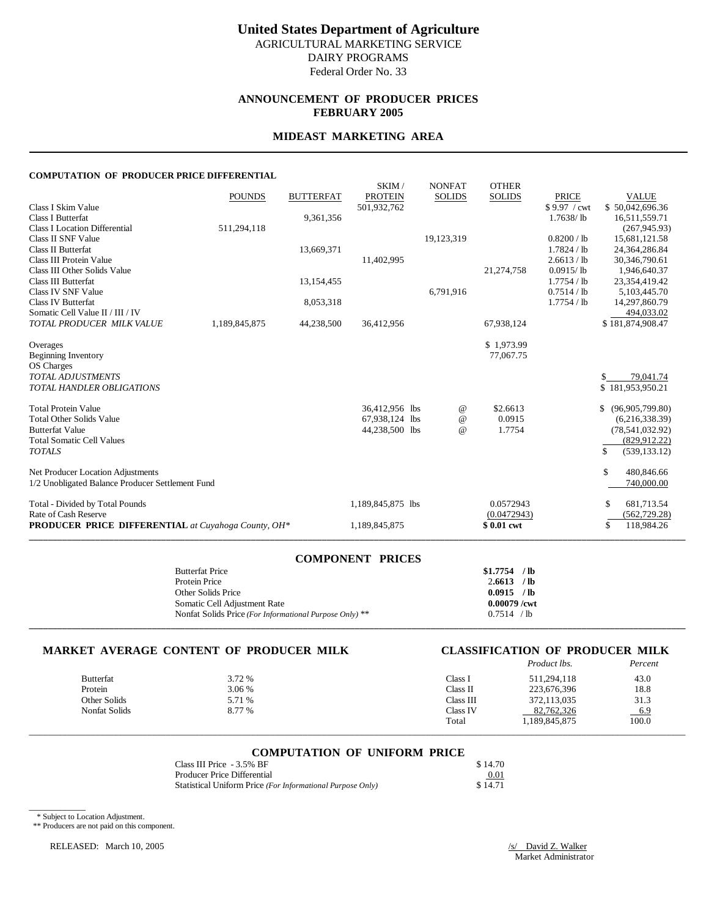# United States Department of Agriculture

AGRICULTURAL MARKETING SERVICE
DAIRY PROGRAMS
Federal Order No. 33

## ANNOUNCEMENT OF PRODUCER PRICES
## FEBRUARY 2005

## MIDEAST MARKETING AREA

### COMPUTATION OF PRODUCER PRICE DIFFERENTIAL

| | POUNDS | BUTTERFAT | SKIM / PROTEIN | NONFAT SOLIDS | OTHER SOLIDS | PRICE | VALUE |
|---|---|---|---|---|---|---|---|
| Class I Skim Value | | | 501,932,762 | | | $ 9.97 / cwt | $ 50,042,696.36 |
| Class I Butterfat | | 9,361,356 | | | | 1.7638/ lb | 16,511,559.71 |
| Class I Location Differential | 511,294,118 | | | | | | (267,945.93) |
| Class II SNF Value | | | | 19,123,319 | | 0.8200 / lb | 15,681,121.58 |
| Class II Butterfat | | 13,669,371 | | | | 1.7824 / lb | 24,364,286.84 |
| Class III Protein Value | | | 11,402,995 | | | 2.6613 / lb | 30,346,790.61 |
| Class III Other Solids Value | | | | | 21,274,758 | 0.0915/ lb | 1,946,640.37 |
| Class III Butterfat | | 13,154,455 | | | | 1.7754 / lb | 23,354,419.42 |
| Class IV SNF Value | | | | 6,791,916 | | 0.7514 / lb | 5,103,445.70 |
| Class IV Butterfat | | 8,053,318 | | | | 1.7754 / lb | 14,297,860.79 |
| Somatic Cell Value II / III / IV | | | | | | | 494,033.02 |
| *TOTAL PRODUCER MILK VALUE* | 1,189,845,875 | 44,238,500 | 36,412,956 | | 67,938,124 | | $ 181,874,908.47 |
| | | | | | | | |
| Overages | | | | | $ 1,973.99 | | |
| Beginning Inventory | | | | | 77,067.75 | | |
| OS Charges | | | | | | | |
| *TOTAL ADJUSTMENTS* | | | | | | | $ 79,041.74 |
| *TOTAL HANDLER OBLIGATIONS* | | | | | | | $ 181,953,950.21 |
| | | | | | | | |
| Total Protein Value | | | 36,412,956 lbs | @ | $2.6613 | | $ (96,905,799.80) |
| Total Other Solids Value | | | 67,938,124 lbs | @ | 0.0915 | | (6,216,338.39) |
| Butterfat Value | | | 44,238,500 lbs | @ | 1.7754 | | (78,541,032.92) |
| Total Somatic Cell Values | | | | | | | (829,912.22) |
| *TOTALS* | | | | | | | $ (539,133.12) |
| | | | | | | | |
| Net Producer Location Adjustments | | | | | | | $ 480,846.66 |
| 1/2 Unobligated Balance Producer Settlement Fund | | | | | | | 740,000.00 |
| | | | | | | | |
| Total - Divided by Total Pounds | | | 1,189,845,875 lbs | | 0.0572943 | | $ 681,713.54 |
| Rate of Cash Reserve | | | | | (0.0472943) | | (562,729.28) |
| **PRODUCER PRICE DIFFERENTIAL** *at Cuyahoga County, OH\** | | | 1,189,845,875 | | **$ 0.01 cwt** | | $ 118,984.26 |

### COMPONENT PRICES

| | |
|---|---|
| Butterfat Price | **$1.7754 / lb** |
| Protein Price | **2.6613 / lb** |
| Other Solids Price | **0.0915 / lb** |
| Somatic Cell Adjustment Rate | **0.00079 /cwt** |
| Nonfat Solids Price *(For Informational Purpose Only)* ** | 0.7514 / lb |

### MARKET AVERAGE CONTENT OF PRODUCER MILK

| | |
|---|---|
| Butterfat | 3.72 % |
| Protein | 3.06 % |
| Other Solids | 5.71 % |
| Nonfat Solids | 8.77 % |

### CLASSIFICATION OF PRODUCER MILK

| | *Product lbs.* | *Percent* |
|---|---|---|
| Class I | 511,294,118 | 43.0 |
| Class II | 223,676,396 | 18.8 |
| Class III | 372,113,035 | 31.3 |
| Class IV | 82,762,326 | 6.9 |
| Total | 1,189,845,875 | 100.0 |

### COMPUTATION OF UNIFORM PRICE

| | |
|---|---|
| Class III Price - 3.5% BF | $ 14.70 |
| Producer Price Differential | 0.01 |
| Statistical Uniform Price *(For Informational Purpose Only)* | $ 14.71 |

\* Subject to Location Adjustment.
** Producers are not paid on this component.

RELEASED: March 10, 2005

/s/ David Z. Walker
Market Administrator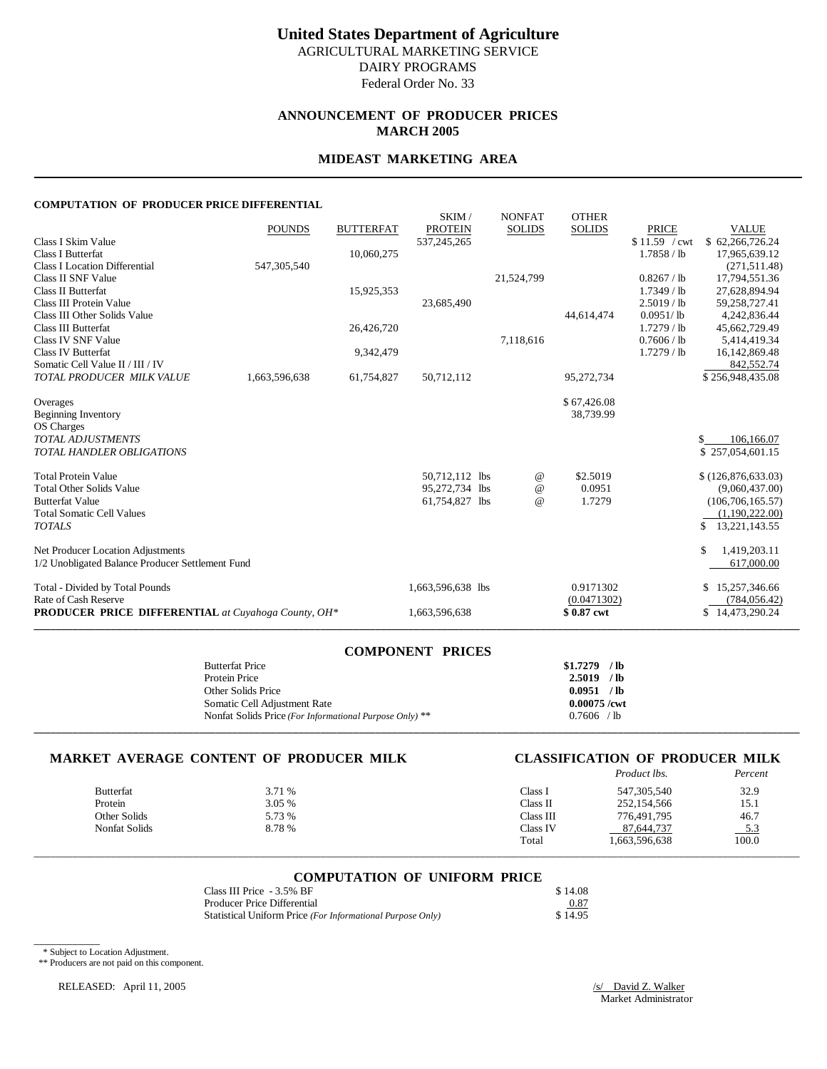# United States Department of Agriculture

AGRICULTURAL MARKETING SERVICE
DAIRY PROGRAMS
Federal Order No. 33

## ANNOUNCEMENT OF PRODUCER PRICES
## MARCH 2005

## MIDEAST MARKETING AREA

### COMPUTATION OF PRODUCER PRICE DIFFERENTIAL

| | POUNDS | BUTTERFAT | SKIM / PROTEIN | NONFAT SOLIDS | OTHER SOLIDS | PRICE | VALUE |
|---|---|---|---|---|---|---|---|
| Class I Skim Value | | | 537,245,265 | | | $ 11.59 / cwt | $ 62,266,726.24 |
| Class I Butterfat | | 10,060,275 | | | | 1.7858 / lb | 17,965,639.12 |
| Class I Location Differential | 547,305,540 | | | | | | (271,511.48) |
| Class II SNF Value | | | | 21,524,799 | | 0.8267 / lb | 17,794,551.36 |
| Class II Butterfat | | 15,925,353 | | | | 1.7349 / lb | 27,628,894.94 |
| Class III Protein Value | | | 23,685,490 | | | 2.5019 / lb | 59,258,727.41 |
| Class III Other Solids Value | | | | | 44,614,474 | 0.0951/ lb | 4,242,836.44 |
| Class III Butterfat | | 26,426,720 | | | | 1.7279 / lb | 45,662,729.49 |
| Class IV SNF Value | | | | 7,118,616 | | 0.7606 / lb | 5,414,419.34 |
| Class IV Butterfat | | 9,342,479 | | | | 1.7279 / lb | 16,142,869.48 |
| Somatic Cell Value II / III / IV | | | | | | | 842,552.74 |
| *TOTAL PRODUCER MILK VALUE* | 1,663,596,638 | 61,754,827 | 50,712,112 | | 95,272,734 | | $ 256,948,435.08 |
| Overages | | | | | $ 67,426.08 | | |
| Beginning Inventory | | | | | 38,739.99 | | |
| OS Charges | | | | | | | |
| *TOTAL ADJUSTMENTS* | | | | | | | $ 106,166.07 |
| *TOTAL HANDLER OBLIGATIONS* | | | | | | | $ 257,054,601.15 |
| Total Protein Value | | | 50,712,112 lbs | @ | $2.5019 | | $ (126,876,633.03) |
| Total Other Solids Value | | | 95,272,734 lbs | @ | 0.0951 | | (9,060,437.00) |
| Butterfat Value | | | 61,754,827 lbs | @ | 1.7279 | | (106,706,165.57) |
| Total Somatic Cell Values | | | | | | | (1,190,222.00) |
| *TOTALS* | | | | | | | $ 13,221,143.55 |
| Net Producer Location Adjustments | | | | | | | $ 1,419,203.11 |
| 1/2 Unobligated Balance Producer Settlement Fund | | | | | | | 617,000.00 |
| Total - Divided by Total Pounds | | | 1,663,596,638 lbs | | 0.9171302 | | $ 15,257,346.66 |
| Rate of Cash Reserve | | | | | (0.0471302) | | (784,056.42) |
| **PRODUCER PRICE DIFFERENTIAL** *at Cuyahoga County, OH\** | | | 1,663,596,638 | | **$ 0.87 cwt** | | $ 14,473,290.24 |

### COMPONENT PRICES

| | |
|---|---|
| Butterfat Price | **$1.7279 / lb** |
| Protein Price | **2.5019 / lb** |
| Other Solids Price | **0.0951 / lb** |
| Somatic Cell Adjustment Rate | **0.00075 /cwt** |
| Nonfat Solids Price *(For Informational Purpose Only)* ** | 0.7606 / lb |

### MARKET AVERAGE CONTENT OF PRODUCER MILK

| | |
|---|---|
| Butterfat | 3.71 % |
| Protein | 3.05 % |
| Other Solids | 5.73 % |
| Nonfat Solids | 8.78 % |

### CLASSIFICATION OF PRODUCER MILK

| | *Product lbs.* | *Percent* |
|---|---|---|
| Class I | 547,305,540 | 32.9 |
| Class II | 252,154,566 | 15.1 |
| Class III | 776,491,795 | 46.7 |
| Class IV | 87,644,737 | 5.3 |
| Total | 1,663,596,638 | 100.0 |

### COMPUTATION OF UNIFORM PRICE

| | |
|---|---|
| Class III Price - 3.5% BF | $ 14.08 |
| Producer Price Differential | 0.87 |
| Statistical Uniform Price *(For Informational Purpose Only)* | $ 14.95 |

\* Subject to Location Adjustment.
** Producers are not paid on this component.

RELEASED: April 11, 2005

/s/ David Z. Walker
Market Administrator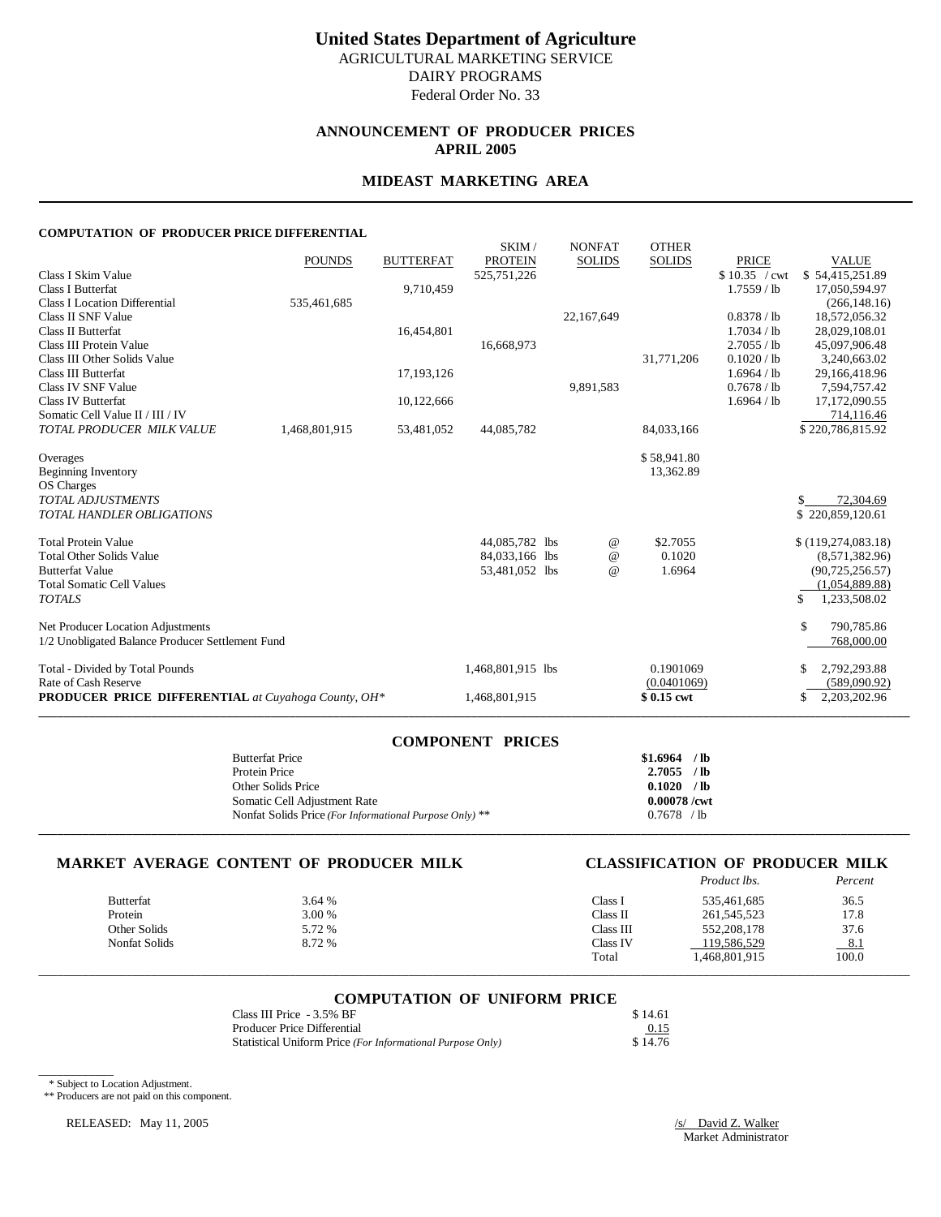# United States Department of Agriculture
AGRICULTURAL MARKETING SERVICE
DAIRY PROGRAMS
Federal Order No. 33

## ANNOUNCEMENT OF PRODUCER PRICES
## APRIL 2005

## MIDEAST MARKETING AREA

### COMPUTATION OF PRODUCER PRICE DIFFERENTIAL

| | POUNDS | BUTTERFAT | SKIM / PROTEIN | NONFAT SOLIDS | OTHER SOLIDS | PRICE | VALUE |
|---|---|---|---|---|---|---|---|
| Class I Skim Value | | | 525,751,226 | | | $ 10.35 / cwt | $ 54,415,251.89 |
| Class I Butterfat | | 9,710,459 | | | | 1.7559 / lb | 17,050,594.97 |
| Class I Location Differential | 535,461,685 | | | | | | (266,148.16) |
| Class II SNF Value | | | | 22,167,649 | | 0.8378 / lb | 18,572,056.32 |
| Class II Butterfat | | 16,454,801 | | | | 1.7034 / lb | 28,029,108.01 |
| Class III Protein Value | | | 16,668,973 | | | 2.7055 / lb | 45,097,906.48 |
| Class III Other Solids Value | | | | | 31,771,206 | 0.1020 / lb | 3,240,663.02 |
| Class III Butterfat | | 17,193,126 | | | | 1.6964 / lb | 29,166,418.96 |
| Class IV SNF Value | | | | 9,891,583 | | 0.7678 / lb | 7,594,757.42 |
| Class IV Butterfat | | 10,122,666 | | | | 1.6964 / lb | 17,172,090.55 |
| Somatic Cell Value II / III / IV | | | | | | | 714,116.46 |
| *TOTAL PRODUCER MILK VALUE* | 1,468,801,915 | 53,481,052 | 44,085,782 | | 84,033,166 | | $ 220,786,815.92 |
| | | | | | | | |
| Overages | | | | | $ 58,941.80 | | |
| Beginning Inventory | | | | | 13,362.89 | | |
| OS Charges | | | | | | | |
| *TOTAL ADJUSTMENTS* | | | | | | | $ 72,304.69 |
| *TOTAL HANDLER OBLIGATIONS* | | | | | | | $ 220,859,120.61 |
| | | | | | | | |
| Total Protein Value | | | 44,085,782 lbs | @ | $2.7055 | | $ (119,274,083.18) |
| Total Other Solids Value | | | 84,033,166 lbs | @ | 0.1020 | | (8,571,382.96) |
| Butterfat Value | | | 53,481,052 lbs | @ | 1.6964 | | (90,725,256.57) |
| Total Somatic Cell Values | | | | | | | (1,054,889.88) |
| *TOTALS* | | | | | | | $ 1,233,508.02 |
| | | | | | | | |
| Net Producer Location Adjustments | | | | | | | $ 790,785.86 |
| 1/2 Unobligated Balance Producer Settlement Fund | | | | | | | 768,000.00 |
| | | | | | | | |
| Total - Divided by Total Pounds | | | 1,468,801,915 lbs | | 0.1901069 | | $ 2,792,293.88 |
| Rate of Cash Reserve | | | | | (0.0401069) | | (589,090.92) |
| **PRODUCER PRICE DIFFERENTIAL** *at Cuyahoga County, OH** | | | 1,468,801,915 | | **$ 0.15 cwt** | | $ 2,203,202.96 |

### COMPONENT PRICES

| | |
|---|---|
| Butterfat Price | **$1.6964 / lb** |
| Protein Price | **2.7055 / lb** |
| Other Solids Price | **0.1020 / lb** |
| Somatic Cell Adjustment Rate | **0.00078 /cwt** |
| Nonfat Solids Price *(For Informational Purpose Only)* ** | 0.7678 / lb |

### MARKET AVERAGE CONTENT OF PRODUCER MILK

| | |
|---|---|
| Butterfat | 3.64 % |
| Protein | 3.00 % |
| Other Solids | 5.72 % |
| Nonfat Solids | 8.72 % |

### CLASSIFICATION OF PRODUCER MILK

| | *Product lbs.* | *Percent* |
|---|---|---|
| Class I | 535,461,685 | 36.5 |
| Class II | 261,545,523 | 17.8 |
| Class III | 552,208,178 | 37.6 |
| Class IV | 119,586,529 | 8.1 |
| Total | 1,468,801,915 | 100.0 |

### COMPUTATION OF UNIFORM PRICE

| | |
|---|---|
| Class III Price - 3.5% BF | $ 14.61 |
| Producer Price Differential | 0.15 |
| Statistical Uniform Price *(For Informational Purpose Only)* | $ 14.76 |

\* Subject to Location Adjustment.
** Producers are not paid on this component.

RELEASED: May 11, 2005

/s/ David Z. Walker
Market Administrator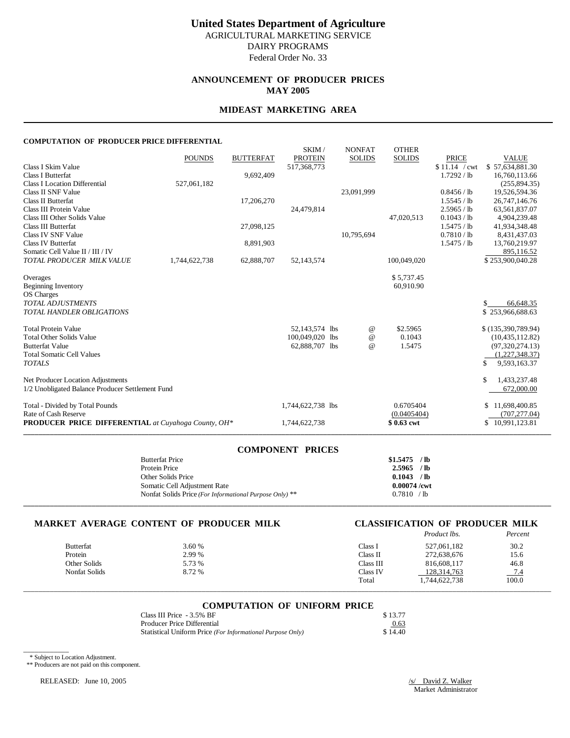# United States Department of Agriculture

AGRICULTURAL MARKETING SERVICE
DAIRY PROGRAMS
Federal Order No. 33

## ANNOUNCEMENT OF PRODUCER PRICES
## MAY 2005

## MIDEAST MARKETING AREA

### COMPUTATION OF PRODUCER PRICE DIFFERENTIAL

| | POUNDS | BUTTERFAT | SKIM / PROTEIN | NONFAT SOLIDS | OTHER SOLIDS | PRICE | VALUE |
|---|---|---|---|---|---|---|---|
| Class I Skim Value | | | 517,368,773 | | | $11.14 / cwt | $ 57,634,881.30 |
| Class I Butterfat | | 9,692,409 | | | | 1.7292 / lb | 16,760,113.66 |
| Class I Location Differential | 527,061,182 | | | | | | (255,894.35) |
| Class II SNF Value | | | | 23,091,999 | | 0.8456 / lb | 19,526,594.36 |
| Class II Butterfat | | 17,206,270 | | | | 1.5545 / lb | 26,747,146.76 |
| Class III Protein Value | | | 24,479,814 | | | 2.5965 / lb | 63,561,837.07 |
| Class III Other Solids Value | | | | | 47,020,513 | 0.1043 / lb | 4,904,239.48 |
| Class III Butterfat | | 27,098,125 | | | | 1.5475 / lb | 41,934,348.48 |
| Class IV SNF Value | | | | 10,795,694 | | 0.7810 / lb | 8,431,437.03 |
| Class IV Butterfat | | 8,891,903 | | | | 1.5475 / lb | 13,760,219.97 |
| Somatic Cell Value II / III / IV | | | | | | | 895,116.52 |
| *TOTAL PRODUCER MILK VALUE* | 1,744,622,738 | 62,888,707 | 52,143,574 | | 100,049,020 | | $ 253,900,040.28 |

| | | | | |
|---|---|---|---|---|
| Overages | | | $ 5,737.45 | |
| Beginning Inventory | | | 60,910.90 | |
| OS Charges | | | | |
| *TOTAL ADJUSTMENTS* | | | | $ 66,648.35 |
| *TOTAL HANDLER OBLIGATIONS* | | | | $ 253,966,688.63 |
| Total Protein Value | 52,143,574 lbs | @ | $2.5965 | $ (135,390,789.94) |
| Total Other Solids Value | 100,049,020 lbs | @ | 0.1043 | (10,435,112.82) |
| Butterfat Value | 62,888,707 lbs | @ | 1.5475 | (97,320,274.13) |
| Total Somatic Cell Values | | | | (1,227,348.37) |
| *TOTALS* | | | | $ 9,593,163.37 |
| Net Producer Location Adjustments | | | | $ 1,433,237.48 |
| 1/2 Unobligated Balance Producer Settlement Fund | | | | 672,000.00 |
| Total - Divided by Total Pounds | 1,744,622,738 lbs | | 0.6705404 | $ 11,698,400.85 |
| Rate of Cash Reserve | | | (0.0405404) | (707,277.04) |
| **PRODUCER PRICE DIFFERENTIAL** *at Cuyahoga County, OH\** | 1,744,622,738 | | **$ 0.63 cwt** | $ 10,991,123.81 |

### COMPONENT PRICES

| | |
|---|---|
| Butterfat Price | **$1.5475 / lb** |
| Protein Price | **2.5965 / lb** |
| Other Solids Price | **0.1043 / lb** |
| Somatic Cell Adjustment Rate | **0.00074 /cwt** |
| Nonfat Solids Price *(For Informational Purpose Only)* ** | 0.7810 / lb |

### MARKET AVERAGE CONTENT OF PRODUCER MILK

| | |
|---|---|
| Butterfat | 3.60 % |
| Protein | 2.99 % |
| Other Solids | 5.73 % |
| Nonfat Solids | 8.72 % |

### CLASSIFICATION OF PRODUCER MILK

| | *Product lbs.* | *Percent* |
|---|---|---|
| Class I | 527,061,182 | 30.2 |
| Class II | 272,638,676 | 15.6 |
| Class III | 816,608,117 | 46.8 |
| Class IV | 128,314,763 | 7.4 |
| Total | 1,744,622,738 | 100.0 |

### COMPUTATION OF UNIFORM PRICE

| | |
|---|---|
| Class III Price - 3.5% BF | $ 13.77 |
| Producer Price Differential | 0.63 |
| Statistical Uniform Price *(For Informational Purpose Only)* | $ 14.40 |

\* Subject to Location Adjustment.
** Producers are not paid on this component.

RELEASED: June 10, 2005

/s/ David Z. Walker
Market Administrator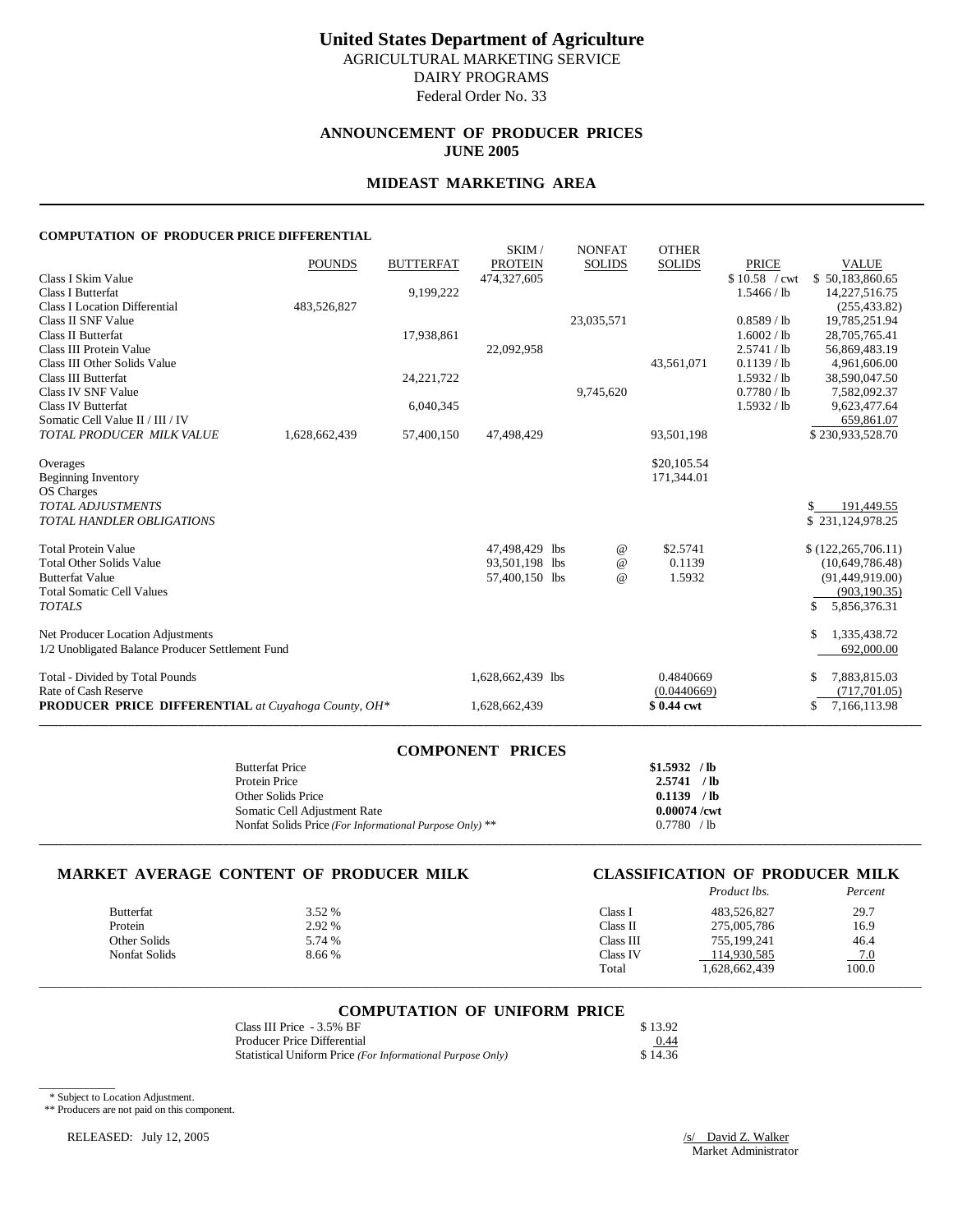# United States Department of Agriculture

AGRICULTURAL MARKETING SERVICE
DAIRY PROGRAMS
Federal Order No. 33

## ANNOUNCEMENT OF PRODUCER PRICES
## JUNE 2005

## MIDEAST MARKETING AREA

### COMPUTATION OF PRODUCER PRICE DIFFERENTIAL

| | POUNDS | BUTTERFAT | SKIM / PROTEIN | NONFAT SOLIDS | OTHER SOLIDS | PRICE | VALUE |
|---|---|---|---|---|---|---|---|
| Class I Skim Value | | | 474,327,605 | | | $ 10.58 / cwt | $ 50,183,860.65 |
| Class I Butterfat | | 9,199,222 | | | | 1.5466 / lb | 14,227,516.75 |
| Class I Location Differential | 483,526,827 | | | | | | (255,433.82) |
| Class II SNF Value | | | | 23,035,571 | | 0.8589 / lb | 19,785,251.94 |
| Class II Butterfat | | 17,938,861 | | | | 1.6002 / lb | 28,705,765.41 |
| Class III Protein Value | | | 22,092,958 | | | 2.5741 / lb | 56,869,483.19 |
| Class III Other Solids Value | | | | | 43,561,071 | 0.1139 / lb | 4,961,606.00 |
| Class III Butterfat | | 24,221,722 | | | | 1.5932 / lb | 38,590,047.50 |
| Class IV SNF Value | | | | 9,745,620 | | 0.7780 / lb | 7,582,092.37 |
| Class IV Butterfat | | 6,040,345 | | | | 1.5932 / lb | 9,623,477.64 |
| Somatic Cell Value II / III / IV | | | | | | | 659,861.07 |
| *TOTAL PRODUCER MILK VALUE* | 1,628,662,439 | 57,400,150 | 47,498,429 | | 93,501,198 | | $ 230,933,528.70 |
| | | | | | | | |
| Overages | | | | | $20,105.54 | | |
| Beginning Inventory | | | | | 171,344.01 | | |
| OS Charges | | | | | | | |
| *TOTAL ADJUSTMENTS* | | | | | | | $ 191,449.55 |
| *TOTAL HANDLER OBLIGATIONS* | | | | | | | $ 231,124,978.25 |
| | | | | | | | |
| Total Protein Value | | | 47,498,429 lbs | @ | $2.5741 | | $ (122,265,706.11) |
| Total Other Solids Value | | | 93,501,198 lbs | @ | 0.1139 | | (10,649,786.48) |
| Butterfat Value | | | 57,400,150 lbs | @ | 1.5932 | | (91,449,919.00) |
| Total Somatic Cell Values | | | | | | | (903,190.35) |
| *TOTALS* | | | | | | | $ 5,856,376.31 |
| | | | | | | | |
| Net Producer Location Adjustments | | | | | | | $ 1,335,438.72 |
| 1/2 Unobligated Balance Producer Settlement Fund | | | | | | | 692,000.00 |
| | | | | | | | |
| Total - Divided by Total Pounds | | | 1,628,662,439 lbs | | 0.4840669 | | $ 7,883,815.03 |
| Rate of Cash Reserve | | | | | (0.0440669) | | (717,701.05) |
| **PRODUCER PRICE DIFFERENTIAL** *at Cuyahoga County, OH\** | | | 1,628,662,439 | | **$ 0.44 cwt** | | $ 7,166,113.98 |

### COMPONENT PRICES

| | |
|---|---|
| Butterfat Price | **$1.5932 / lb** |
| Protein Price | **2.5741 / lb** |
| Other Solids Price | **0.1139 / lb** |
| Somatic Cell Adjustment Rate | **0.00074 /cwt** |
| Nonfat Solids Price *(For Informational Purpose Only)* ** | 0.7780 / lb |

### MARKET AVERAGE CONTENT OF PRODUCER MILK

| | |
|---|---|
| Butterfat | 3.52 % |
| Protein | 2.92 % |
| Other Solids | 5.74 % |
| Nonfat Solids | 8.66 % |

### CLASSIFICATION OF PRODUCER MILK

| | *Product lbs.* | *Percent* |
|---|---|---|
| Class I | 483,526,827 | 29.7 |
| Class II | 275,005,786 | 16.9 |
| Class III | 755,199,241 | 46.4 |
| Class IV | 114,930,585 | 7.0 |
| Total | 1,628,662,439 | 100.0 |

### COMPUTATION OF UNIFORM PRICE

| | |
|---|---|
| Class III Price - 3.5% BF | $ 13.92 |
| Producer Price Differential | 0.44 |
| Statistical Uniform Price *(For Informational Purpose Only)* | $ 14.36 |

\* Subject to Location Adjustment.
** Producers are not paid on this component.

RELEASED: July 12, 2005

/s/ David Z. Walker
Market Administrator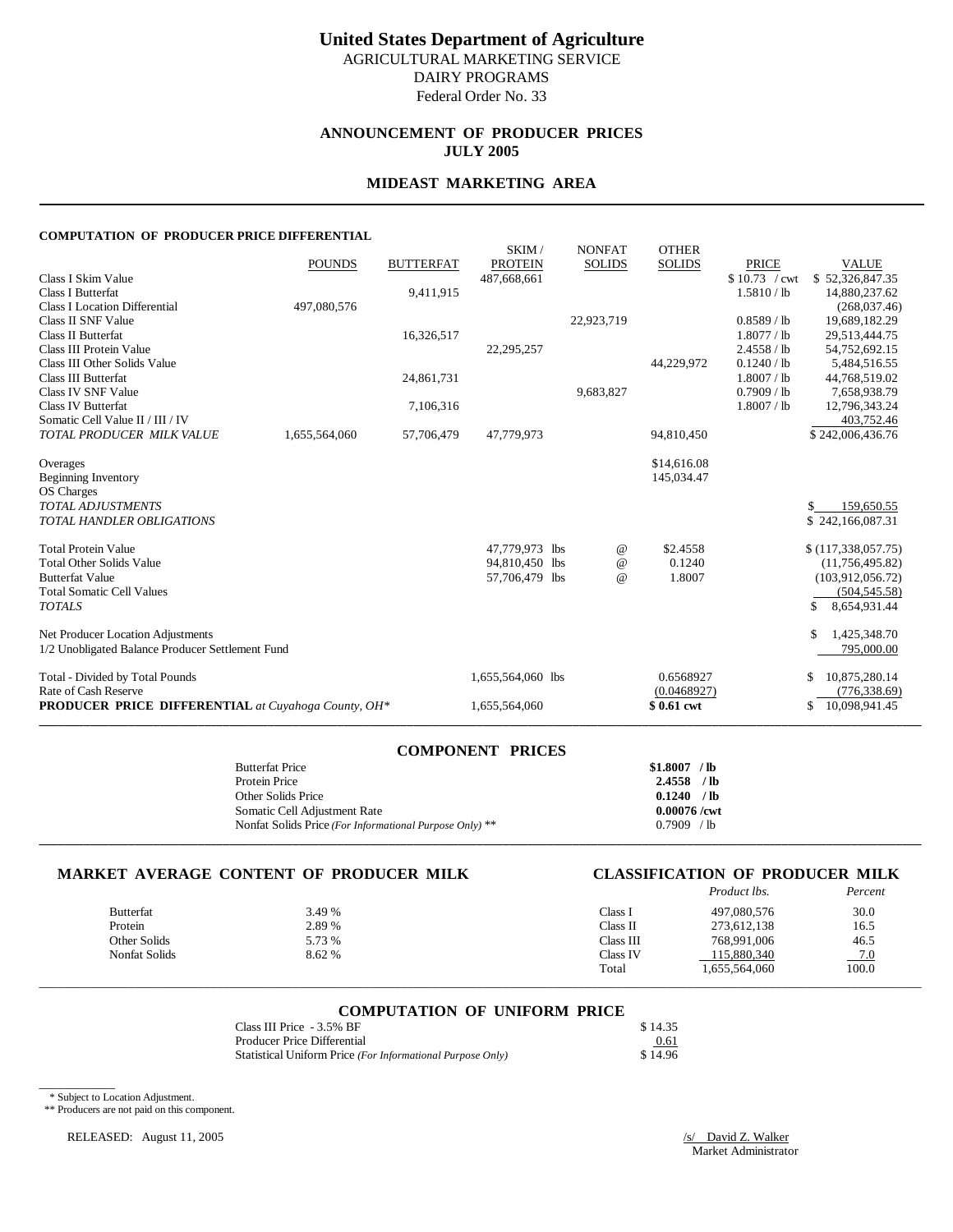# United States Department of Agriculture

AGRICULTURAL MARKETING SERVICE
DAIRY PROGRAMS
Federal Order No. 33

## ANNOUNCEMENT OF PRODUCER PRICES
## JULY 2005

## MIDEAST MARKETING AREA

### COMPUTATION OF PRODUCER PRICE DIFFERENTIAL

| | POUNDS | BUTTERFAT | SKIM / PROTEIN | NONFAT SOLIDS | OTHER SOLIDS | PRICE | VALUE |
|---|---|---|---|---|---|---|---|
| Class I Skim Value | | | 487,668,661 | | | $10.73 / cwt | $ 52,326,847.35 |
| Class I Butterfat | | 9,411,915 | | | | 1.5810 / lb | 14,880,237.62 |
| Class I Location Differential | 497,080,576 | | | | | | (268,037.46) |
| Class II SNF Value | | | | 22,923,719 | | 0.8589 / lb | 19,689,182.29 |
| Class II Butterfat | | 16,326,517 | | | | 1.8077 / lb | 29,513,444.75 |
| Class III Protein Value | | | 22,295,257 | | | 2.4558 / lb | 54,752,692.15 |
| Class III Other Solids Value | | | | | 44,229,972 | 0.1240 / lb | 5,484,516.55 |
| Class III Butterfat | | 24,861,731 | | | | 1.8007 / lb | 44,768,519.02 |
| Class IV SNF Value | | | | 9,683,827 | | 0.7909 / lb | 7,658,938.79 |
| Class IV Butterfat | | 7,106,316 | | | | 1.8007 / lb | 12,796,343.24 |
| Somatic Cell Value II / III / IV | | | | | | | 403,752.46 |
| *TOTAL PRODUCER MILK VALUE* | 1,655,564,060 | 57,706,479 | 47,779,973 | | 94,810,450 | | $ 242,006,436.76 |
| | | | | | | | |
| Overages | | | | | $14,616.08 | | |
| Beginning Inventory | | | | | 145,034.47 | | |
| OS Charges | | | | | | | |
| *TOTAL ADJUSTMENTS* | | | | | | | $ 159,650.55 |
| *TOTAL HANDLER OBLIGATIONS* | | | | | | | $ 242,166,087.31 |
| | | | | | | | |
| Total Protein Value | | | 47,779,973 lbs | @ | $2.4558 | | $ (117,338,057.75) |
| Total Other Solids Value | | | 94,810,450 lbs | @ | 0.1240 | | (11,756,495.82) |
| Butterfat Value | | | 57,706,479 lbs | @ | 1.8007 | | (103,912,056.72) |
| Total Somatic Cell Values | | | | | | | (504,545.58) |
| *TOTALS* | | | | | | | $ 8,654,931.44 |
| | | | | | | | |
| Net Producer Location Adjustments | | | | | | | $ 1,425,348.70 |
| 1/2 Unobligated Balance Producer Settlement Fund | | | | | | | 795,000.00 |
| | | | | | | | |
| Total - Divided by Total Pounds | | | 1,655,564,060 lbs | | 0.6568927 | | $ 10,875,280.14 |
| Rate of Cash Reserve | | | | | (0.0468927) | | (776,338.69) |
| **PRODUCER PRICE DIFFERENTIAL** *at Cuyahoga County, OH\** | | | 1,655,564,060 | | **$ 0.61 cwt** | | $ 10,098,941.45 |

### COMPONENT PRICES

| | |
|---|---|
| Butterfat Price | **$1.8007 / lb** |
| Protein Price | **2.4558 / lb** |
| Other Solids Price | **0.1240 / lb** |
| Somatic Cell Adjustment Rate | **0.00076 /cwt** |
| Nonfat Solids Price *(For Informational Purpose Only)* ** | 0.7909 / lb |

### MARKET AVERAGE CONTENT OF PRODUCER MILK

| | |
|---|---|
| Butterfat | 3.49 % |
| Protein | 2.89 % |
| Other Solids | 5.73 % |
| Nonfat Solids | 8.62 % |

### CLASSIFICATION OF PRODUCER MILK

| | *Product lbs.* | *Percent* |
|---|---|---|
| Class I | 497,080,576 | 30.0 |
| Class II | 273,612,138 | 16.5 |
| Class III | 768,991,006 | 46.5 |
| Class IV | 115,880,340 | 7.0 |
| Total | 1,655,564,060 | 100.0 |

### COMPUTATION OF UNIFORM PRICE

| | |
|---|---|
| Class III Price - 3.5% BF | $ 14.35 |
| Producer Price Differential | 0.61 |
| Statistical Uniform Price *(For Informational Purpose Only)* | $ 14.96 |

\* Subject to Location Adjustment.
** Producers are not paid on this component.

RELEASED: August 11, 2005

/s/ David Z. Walker
Market Administrator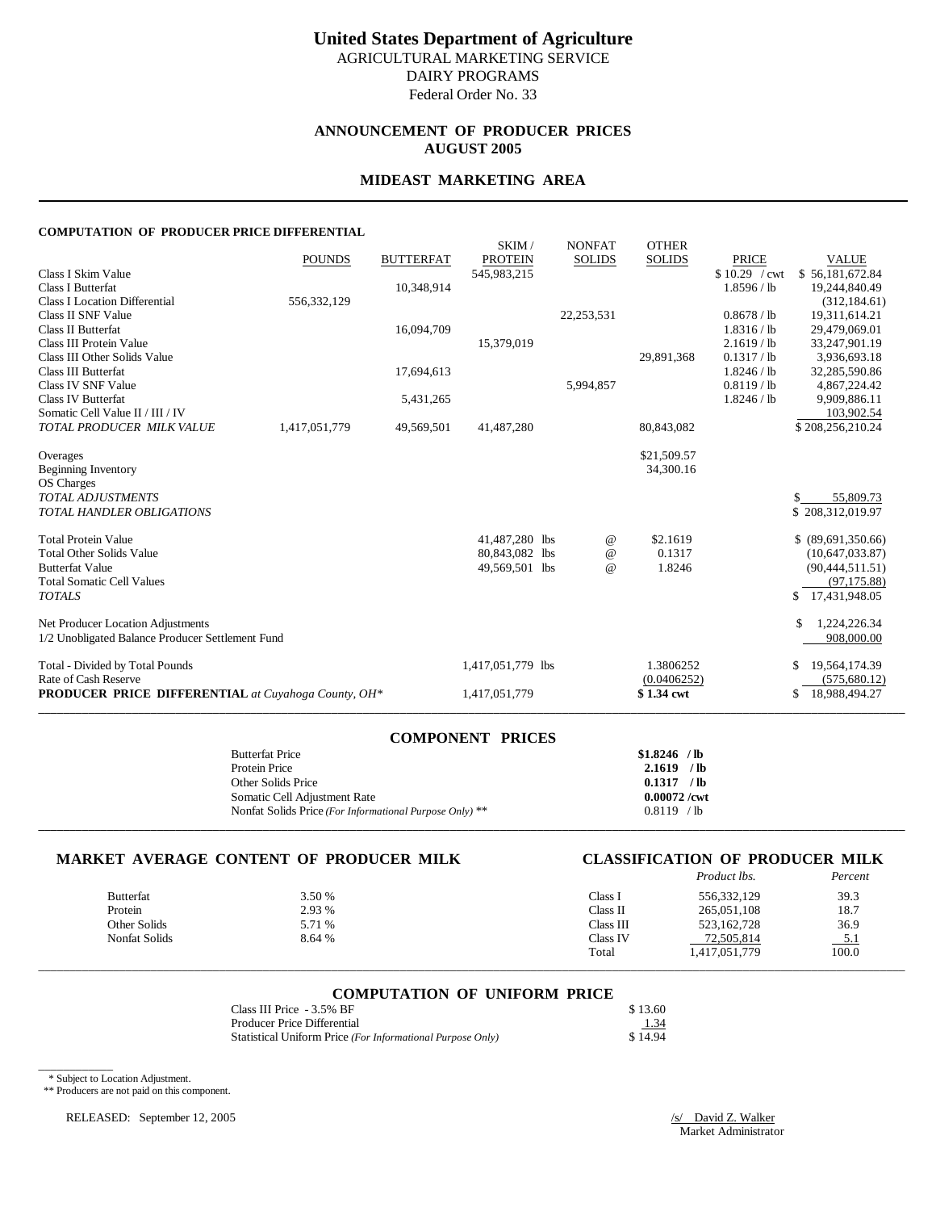# United States Department of Agriculture

AGRICULTURAL MARKETING SERVICE
DAIRY PROGRAMS
Federal Order No. 33

## ANNOUNCEMENT OF PRODUCER PRICES
## AUGUST 2005

## MIDEAST MARKETING AREA

### COMPUTATION OF PRODUCER PRICE DIFFERENTIAL

| | POUNDS | BUTTERFAT | SKIM / PROTEIN | NONFAT SOLIDS | OTHER SOLIDS | PRICE | VALUE |
|---|---|---|---|---|---|---|---|
| Class I Skim Value | | | 545,983,215 | | | $ 10.29 / cwt | $ 56,181,672.84 |
| Class I Butterfat | | 10,348,914 | | | | 1.8596 / lb | 19,244,840.49 |
| Class I Location Differential | 556,332,129 | | | | | | (312,184.61) |
| Class II SNF Value | | | | 22,253,531 | | 0.8678 / lb | 19,311,614.21 |
| Class II Butterfat | | 16,094,709 | | | | 1.8316 / lb | 29,479,069.01 |
| Class III Protein Value | | | 15,379,019 | | | 2.1619 / lb | 33,247,901.19 |
| Class III Other Solids Value | | | | | 29,891,368 | 0.1317 / lb | 3,936,693.18 |
| Class III Butterfat | | 17,694,613 | | | | 1.8246 / lb | 32,285,590.86 |
| Class IV SNF Value | | | | 5,994,857 | | 0.8119 / lb | 4,867,224.42 |
| Class IV Butterfat | | 5,431,265 | | | | 1.8246 / lb | 9,909,886.11 |
| Somatic Cell Value II / III / IV | | | | | | | 103,902.54 |
| *TOTAL PRODUCER MILK VALUE* | 1,417,051,779 | 49,569,501 | 41,487,280 | | 80,843,082 | | $ 208,256,210.24 |
| | | | | | | | |
| Overages | | | | | $21,509.57 | | |
| Beginning Inventory | | | | | 34,300.16 | | |
| OS Charges | | | | | | | |
| *TOTAL ADJUSTMENTS* | | | | | | | $ 55,809.73 |
| *TOTAL HANDLER OBLIGATIONS* | | | | | | | $ 208,312,019.97 |
| | | | | | | | |
| Total Protein Value | | | 41,487,280 lbs | @ | $2.1619 | | $ (89,691,350.66) |
| Total Other Solids Value | | | 80,843,082 lbs | @ | 0.1317 | | (10,647,033.87) |
| Butterfat Value | | | 49,569,501 lbs | @ | 1.8246 | | (90,444,511.51) |
| Total Somatic Cell Values | | | | | | | (97,175.88) |
| *TOTALS* | | | | | | | $ 17,431,948.05 |
| | | | | | | | |
| Net Producer Location Adjustments | | | | | | | $ 1,224,226.34 |
| 1/2 Unobligated Balance Producer Settlement Fund | | | | | | | 908,000.00 |
| | | | | | | | |
| Total - Divided by Total Pounds | | | 1,417,051,779 lbs | | 1.3806252 | | $ 19,564,174.39 |
| Rate of Cash Reserve | | | | | (0.0406252) | | (575,680.12) |
| **PRODUCER PRICE DIFFERENTIAL** *at Cuyahoga County, OH\** | | | 1,417,051,779 | | **$ 1.34 cwt** | | $ 18,988,494.27 |

### COMPONENT PRICES

| | |
|---|---|
| Butterfat Price | **$1.8246 / lb** |
| Protein Price | **2.1619 / lb** |
| Other Solids Price | **0.1317 / lb** |
| Somatic Cell Adjustment Rate | **0.00072 /cwt** |
| Nonfat Solids Price *(For Informational Purpose Only)* ** | 0.8119 / lb |

### MARKET AVERAGE CONTENT OF PRODUCER MILK

| | |
|---|---|
| Butterfat | 3.50 % |
| Protein | 2.93 % |
| Other Solids | 5.71 % |
| Nonfat Solids | 8.64 % |

### CLASSIFICATION OF PRODUCER MILK

| | *Product lbs.* | *Percent* |
|---|---|---|
| Class I | 556,332,129 | 39.3 |
| Class II | 265,051,108 | 18.7 |
| Class III | 523,162,728 | 36.9 |
| Class IV | 72,505,814 | 5.1 |
| Total | 1,417,051,779 | 100.0 |

### COMPUTATION OF UNIFORM PRICE

| | |
|---|---|
| Class III Price - 3.5% BF | $ 13.60 |
| Producer Price Differential | 1.34 |
| Statistical Uniform Price *(For Informational Purpose Only)* | $ 14.94 |

\* Subject to Location Adjustment.
** Producers are not paid on this component.

RELEASED: September 12, 2005

/s/ David Z. Walker
Market Administrator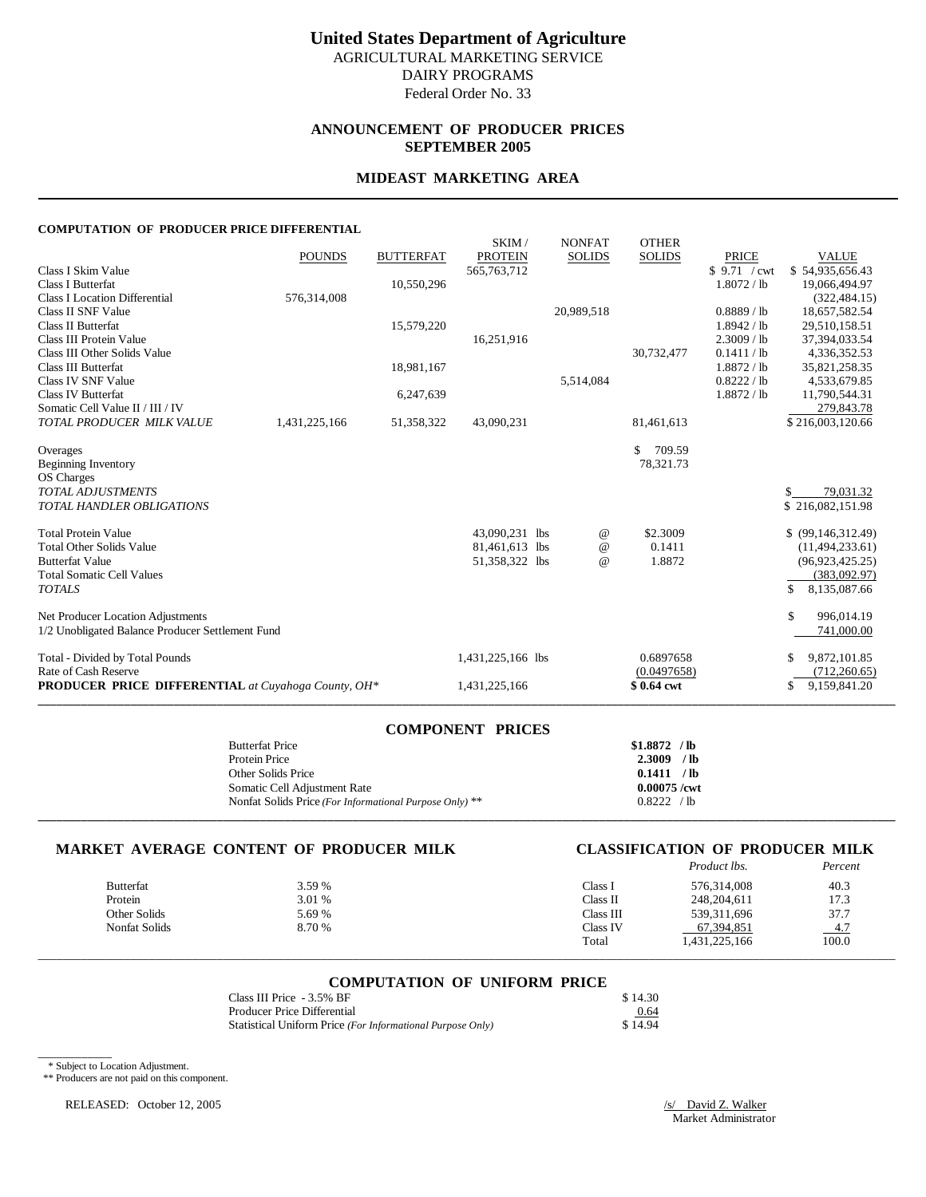# United States Department of Agriculture

AGRICULTURAL MARKETING SERVICE
DAIRY PROGRAMS
Federal Order No. 33

## ANNOUNCEMENT OF PRODUCER PRICES
## SEPTEMBER 2005

## MIDEAST MARKETING AREA

### COMPUTATION OF PRODUCER PRICE DIFFERENTIAL

| | POUNDS | BUTTERFAT | SKIM / PROTEIN | NONFAT SOLIDS | OTHER SOLIDS | PRICE | VALUE |
|---|---|---|---|---|---|---|---|
| Class I Skim Value | | | 565,763,712 | | | $ 9.71 / cwt | $ 54,935,656.43 |
| Class I Butterfat | | 10,550,296 | | | | 1.8072 / lb | 19,066,494.97 |
| Class I Location Differential | 576,314,008 | | | | | | (322,484.15) |
| Class II SNF Value | | | | 20,989,518 | | 0.8889 / lb | 18,657,582.54 |
| Class II Butterfat | | 15,579,220 | | | | 1.8942 / lb | 29,510,158.51 |
| Class III Protein Value | | | 16,251,916 | | | 2.3009 / lb | 37,394,033.54 |
| Class III Other Solids Value | | | | | 30,732,477 | 0.1411 / lb | 4,336,352.53 |
| Class III Butterfat | | 18,981,167 | | | | 1.8872 / lb | 35,821,258.35 |
| Class IV SNF Value | | | | 5,514,084 | | 0.8222 / lb | 4,533,679.85 |
| Class IV Butterfat | | 6,247,639 | | | | 1.8872 / lb | 11,790,544.31 |
| Somatic Cell Value II / III / IV | | | | | | | 279,843.78 |
| *TOTAL PRODUCER MILK VALUE* | 1,431,225,166 | 51,358,322 | 43,090,231 | | 81,461,613 | | $ 216,003,120.66 |
| Overages | | | | | $ 709.59 | | |
| Beginning Inventory | | | | | 78,321.73 | | |
| OS Charges | | | | | | | |
| *TOTAL ADJUSTMENTS* | | | | | | | $ 79,031.32 |
| *TOTAL HANDLER OBLIGATIONS* | | | | | | | $ 216,082,151.98 |
| Total Protein Value | | | 43,090,231 lbs | @ | $2.3009 | | $ (99,146,312.49) |
| Total Other Solids Value | | | 81,461,613 lbs | @ | 0.1411 | | (11,494,233.61) |
| Butterfat Value | | | 51,358,322 lbs | @ | 1.8872 | | (96,923,425.25) |
| Total Somatic Cell Values | | | | | | | (383,092.97) |
| *TOTALS* | | | | | | | $ 8,135,087.66 |
| Net Producer Location Adjustments | | | | | | | $ 996,014.19 |
| 1/2 Unobligated Balance Producer Settlement Fund | | | | | | | 741,000.00 |
| Total - Divided by Total Pounds | | | 1,431,225,166 lbs | | 0.6897658 | | $ 9,872,101.85 |
| Rate of Cash Reserve | | | | | (0.0497658) | | (712,260.65) |
| **PRODUCER PRICE DIFFERENTIAL** *at Cuyahoga County, OH\** | | | 1,431,225,166 | | **$ 0.64 cwt** | | $ 9,159,841.20 |

### COMPONENT PRICES

| | |
|---|---|
| Butterfat Price | **$1.8872 / lb** |
| Protein Price | **2.3009 / lb** |
| Other Solids Price | **0.1411 / lb** |
| Somatic Cell Adjustment Rate | **0.00075 /cwt** |
| Nonfat Solids Price *(For Informational Purpose Only)* ** | 0.8222 / lb |

### MARKET AVERAGE CONTENT OF PRODUCER MILK

| | |
|---|---|
| Butterfat | 3.59 % |
| Protein | 3.01 % |
| Other Solids | 5.69 % |
| Nonfat Solids | 8.70 % |

### CLASSIFICATION OF PRODUCER MILK

| | *Product lbs.* | *Percent* |
|---|---|---|
| Class I | 576,314,008 | 40.3 |
| Class II | 248,204,611 | 17.3 |
| Class III | 539,311,696 | 37.7 |
| Class IV | 67,394,851 | 4.7 |
| Total | 1,431,225,166 | 100.0 |

### COMPUTATION OF UNIFORM PRICE

| | |
|---|---|
| Class III Price - 3.5% BF | $ 14.30 |
| Producer Price Differential | 0.64 |
| Statistical Uniform Price *(For Informational Purpose Only)* | $ 14.94 |

\* Subject to Location Adjustment.
\** Producers are not paid on this component.

RELEASED: October 12, 2005

/s/ David Z. Walker
Market Administrator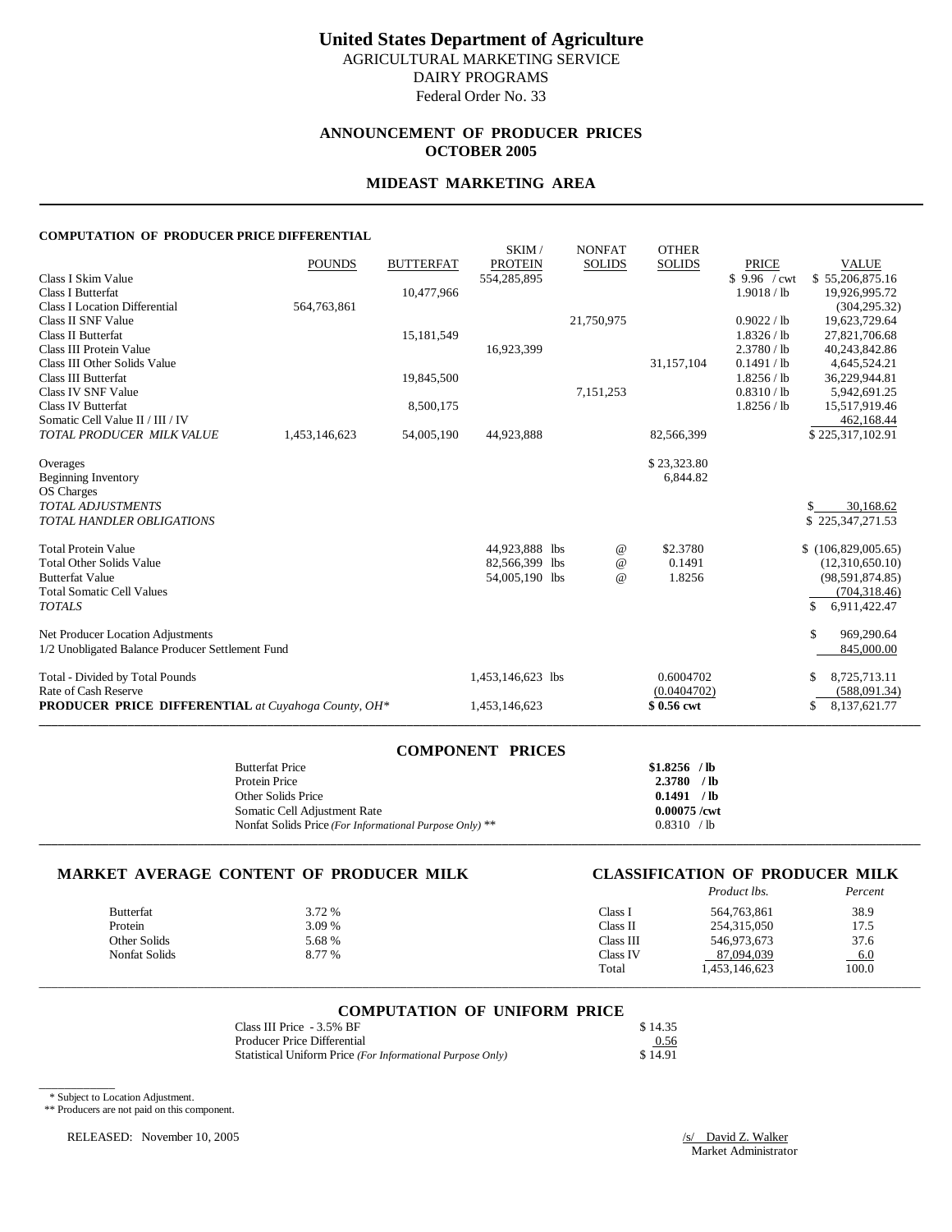# United States Department of Agriculture

AGRICULTURAL MARKETING SERVICE
DAIRY PROGRAMS
Federal Order No. 33

## ANNOUNCEMENT OF PRODUCER PRICES
## OCTOBER 2005

## MIDEAST MARKETING AREA

### COMPUTATION OF PRODUCER PRICE DIFFERENTIAL

| | POUNDS | BUTTERFAT | SKIM / PROTEIN | NONFAT SOLIDS | OTHER SOLIDS | PRICE | VALUE |
|---|---|---|---|---|---|---|---|
| Class I Skim Value | | | 554,285,895 | | | $ 9.96 / cwt | $ 55,206,875.16 |
| Class I Butterfat | | 10,477,966 | | | | 1.9018 / lb | 19,926,995.72 |
| Class I Location Differential | 564,763,861 | | | | | | (304,295.32) |
| Class II SNF Value | | | | 21,750,975 | | 0.9022 / lb | 19,623,729.64 |
| Class II Butterfat | | 15,181,549 | | | | 1.8326 / lb | 27,821,706.68 |
| Class III Protein Value | | | 16,923,399 | | | 2.3780 / lb | 40,243,842.86 |
| Class III Other Solids Value | | | | | 31,157,104 | 0.1491 / lb | 4,645,524.21 |
| Class III Butterfat | | 19,845,500 | | | | 1.8256 / lb | 36,229,944.81 |
| Class IV SNF Value | | | | 7,151,253 | | 0.8310 / lb | 5,942,691.25 |
| Class IV Butterfat | | 8,500,175 | | | | 1.8256 / lb | 15,517,919.46 |
| Somatic Cell Value II / III / IV | | | | | | | 462,168.44 |
| *TOTAL PRODUCER MILK VALUE* | 1,453,146,623 | 54,005,190 | 44,923,888 | | 82,566,399 | | $ 225,317,102.91 |
| Overages | | | | | $ 23,323.80 | | |
| Beginning Inventory | | | | | 6,844.82 | | |
| OS Charges | | | | | | | |
| *TOTAL ADJUSTMENTS* | | | | | | | $ 30,168.62 |
| *TOTAL HANDLER OBLIGATIONS* | | | | | | | $ 225,347,271.53 |
| Total Protein Value | | | 44,923,888 lbs | @ | $2.3780 | | $ (106,829,005.65) |
| Total Other Solids Value | | | 82,566,399 lbs | @ | 0.1491 | | (12,310,650.10) |
| Butterfat Value | | | 54,005,190 lbs | @ | 1.8256 | | (98,591,874.85) |
| Total Somatic Cell Values | | | | | | | (704,318.46) |
| *TOTALS* | | | | | | | $ 6,911,422.47 |
| Net Producer Location Adjustments | | | | | | | $ 969,290.64 |
| 1/2 Unobligated Balance Producer Settlement Fund | | | | | | | 845,000.00 |
| Total - Divided by Total Pounds | | | 1,453,146,623 lbs | | 0.6004702 | | $ 8,725,713.11 |
| Rate of Cash Reserve | | | | | (0.0404702) | | (588,091.34) |
| **PRODUCER PRICE DIFFERENTIAL** *at Cuyahoga County, OH\** | | | 1,453,146,623 | | **$ 0.56 cwt** | | $ 8,137,621.77 |

### COMPONENT PRICES

| | |
|---|---|
| Butterfat Price | **$1.8256 / lb** |
| Protein Price | **2.3780 / lb** |
| Other Solids Price | **0.1491 / lb** |
| Somatic Cell Adjustment Rate | **0.00075 /cwt** |
| Nonfat Solids Price *(For Informational Purpose Only)* ** | 0.8310 / lb |

### MARKET AVERAGE CONTENT OF PRODUCER MILK

| | |
|---|---|
| Butterfat | 3.72 % |
| Protein | 3.09 % |
| Other Solids | 5.68 % |
| Nonfat Solids | 8.77 % |

### CLASSIFICATION OF PRODUCER MILK

| | *Product lbs.* | *Percent* |
|---|---|---|
| Class I | 564,763,861 | 38.9 |
| Class II | 254,315,050 | 17.5 |
| Class III | 546,973,673 | 37.6 |
| Class IV | 87,094,039 | 6.0 |
| Total | 1,453,146,623 | 100.0 |

### COMPUTATION OF UNIFORM PRICE

| | |
|---|---|
| Class III Price - 3.5% BF | $ 14.35 |
| Producer Price Differential | 0.56 |
| Statistical Uniform Price *(For Informational Purpose Only)* | $ 14.91 |

\* Subject to Location Adjustment.
** Producers are not paid on this component.

RELEASED: November 10, 2005

/s/ David Z. Walker
Market Administrator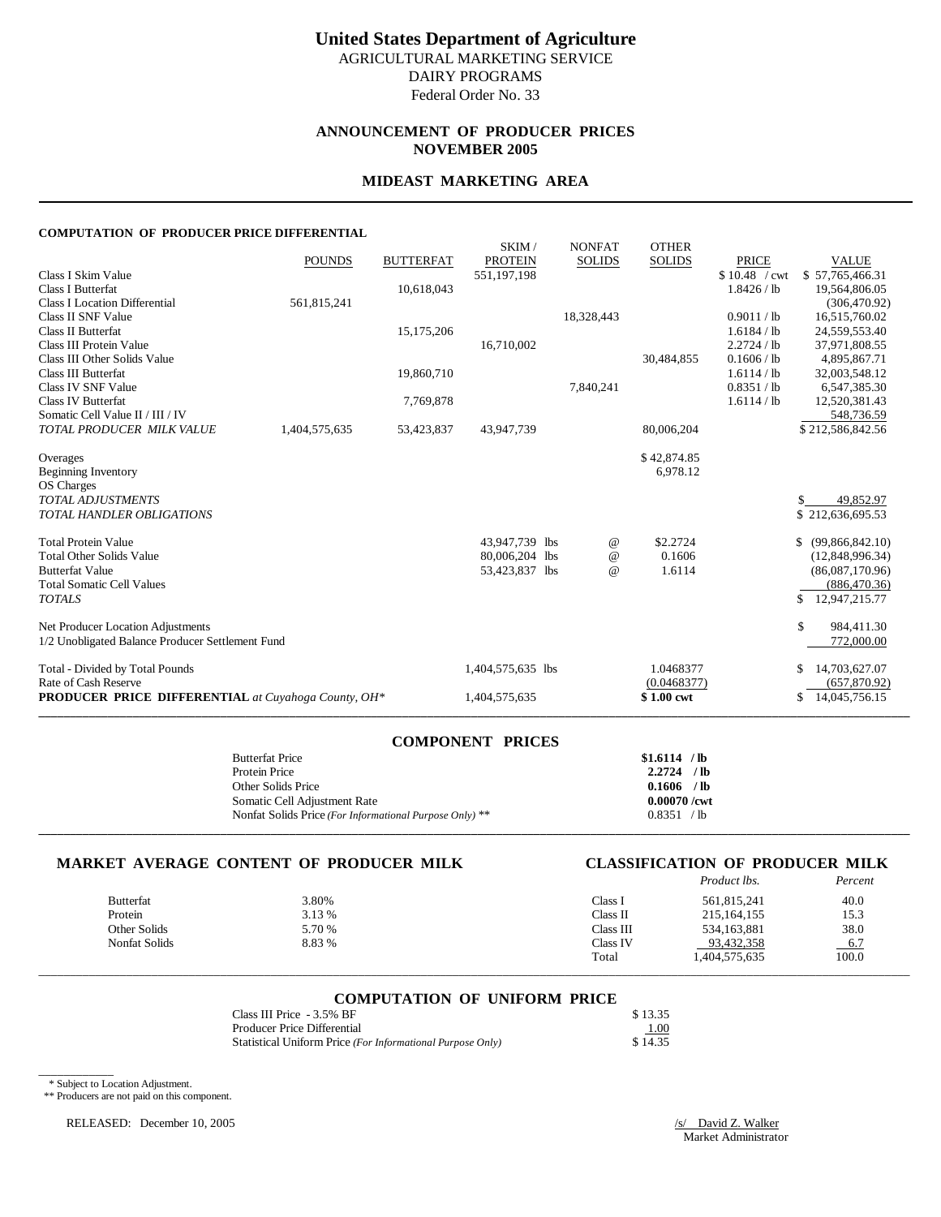# United States Department of Agriculture

AGRICULTURAL MARKETING SERVICE
DAIRY PROGRAMS
Federal Order No. 33

## ANNOUNCEMENT OF PRODUCER PRICES
## NOVEMBER 2005

## MIDEAST MARKETING AREA

### COMPUTATION OF PRODUCER PRICE DIFFERENTIAL

| | POUNDS | BUTTERFAT | SKIM / PROTEIN | NONFAT SOLIDS | OTHER SOLIDS | PRICE | VALUE |
|---|---|---|---|---|---|---|---|
| Class I Skim Value | | | 551,197,198 | | | $ 10.48 / cwt | $ 57,765,466.31 |
| Class I Butterfat | | 10,618,043 | | | | 1.8426 / lb | 19,564,806.05 |
| Class I Location Differential | 561,815,241 | | | | | | (306,470.92) |
| Class II SNF Value | | | | 18,328,443 | | 0.9011 / lb | 16,515,760.02 |
| Class II Butterfat | | 15,175,206 | | | | 1.6184 / lb | 24,559,553.40 |
| Class III Protein Value | | | 16,710,002 | | | 2.2724 / lb | 37,971,808.55 |
| Class III Other Solids Value | | | | | 30,484,855 | 0.1606 / lb | 4,895,867.71 |
| Class III Butterfat | | 19,860,710 | | | | 1.6114 / lb | 32,003,548.12 |
| Class IV SNF Value | | | | 7,840,241 | | 0.8351 / lb | 6,547,385.30 |
| Class IV Butterfat | | 7,769,878 | | | | 1.6114 / lb | 12,520,381.43 |
| Somatic Cell Value II / III / IV | | | | | | | 548,736.59 |
| *TOTAL PRODUCER MILK VALUE* | 1,404,575,635 | 53,423,837 | 43,947,739 | | 80,006,204 | | $ 212,586,842.56 |
| | | | | | | | |
| Overages | | | | | $ 42,874.85 | | |
| Beginning Inventory | | | | | 6,978.12 | | |
| OS Charges | | | | | | | |
| *TOTAL ADJUSTMENTS* | | | | | | | $ 49,852.97 |
| *TOTAL HANDLER OBLIGATIONS* | | | | | | | $ 212,636,695.53 |
| | | | | | | | |
| Total Protein Value | | | 43,947,739 lbs | @ | $2.2724 | | $ (99,866,842.10) |
| Total Other Solids Value | | | 80,006,204 lbs | @ | 0.1606 | | (12,848,996.34) |
| Butterfat Value | | | 53,423,837 lbs | @ | 1.6114 | | (86,087,170.96) |
| Total Somatic Cell Values | | | | | | | (886,470.36) |
| *TOTALS* | | | | | | | $ 12,947,215.77 |
| | | | | | | | |
| Net Producer Location Adjustments | | | | | | | $ 984,411.30 |
| 1/2 Unobligated Balance Producer Settlement Fund | | | | | | | 772,000.00 |
| | | | | | | | |
| Total - Divided by Total Pounds | | | 1,404,575,635 lbs | | 1.0468377 | | $ 14,703,627.07 |
| Rate of Cash Reserve | | | | | (0.0468377) | | (657,870.92) |
| **PRODUCER PRICE DIFFERENTIAL** *at Cuyahoga County, OH** | | | 1,404,575,635 | | **$ 1.00 cwt** | | $ 14,045,756.15 |

### COMPONENT PRICES

| | |
|---|---|
| Butterfat Price | **$1.6114 / lb** |
| Protein Price | **2.2724 / lb** |
| Other Solids Price | **0.1606 / lb** |
| Somatic Cell Adjustment Rate | **0.00070 /cwt** |
| Nonfat Solids Price *(For Informational Purpose Only)* ** | 0.8351 / lb |

### MARKET AVERAGE CONTENT OF PRODUCER MILK

| | |
|---|---|
| Butterfat | 3.80% |
| Protein | 3.13 % |
| Other Solids | 5.70 % |
| Nonfat Solids | 8.83 % |

### CLASSIFICATION OF PRODUCER MILK

| | *Product lbs.* | *Percent* |
|---|---|---|
| Class I | 561,815,241 | 40.0 |
| Class II | 215,164,155 | 15.3 |
| Class III | 534,163,881 | 38.0 |
| Class IV | 93,432,358 | 6.7 |
| Total | 1,404,575,635 | 100.0 |

### COMPUTATION OF UNIFORM PRICE

| | |
|---|---|
| Class III Price - 3.5% BF | $ 13.35 |
| Producer Price Differential | 1.00 |
| Statistical Uniform Price *(For Informational Purpose Only)* | $ 14.35 |

\* Subject to Location Adjustment.
** Producers are not paid on this component.

RELEASED: December 10, 2005

/s/ David Z. Walker
Market Administrator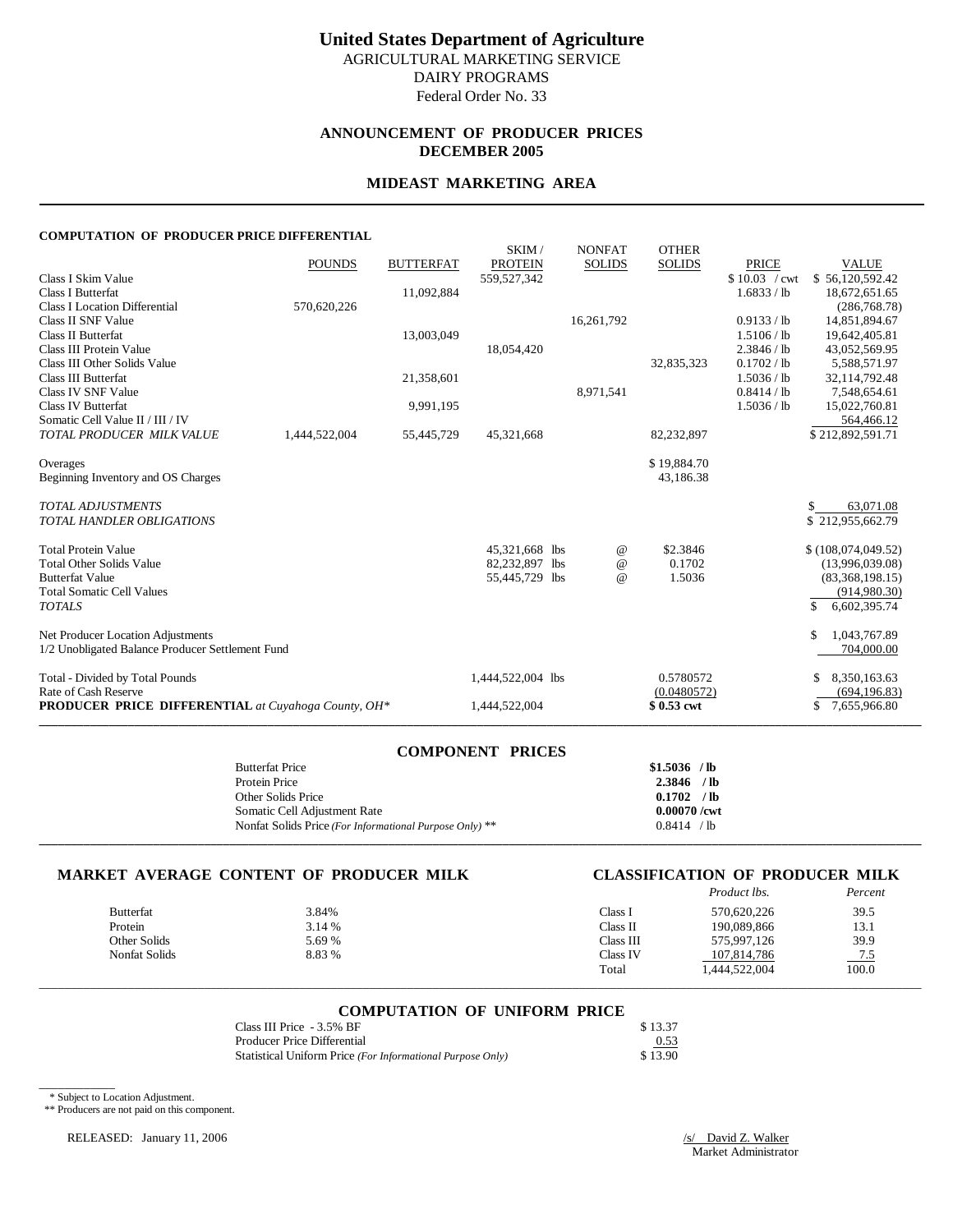# United States Department of Agriculture

AGRICULTURAL MARKETING SERVICE
DAIRY PROGRAMS
Federal Order No. 33

## ANNOUNCEMENT OF PRODUCER PRICES
## DECEMBER 2005

## MIDEAST MARKETING AREA

### COMPUTATION OF PRODUCER PRICE DIFFERENTIAL

| | POUNDS | BUTTERFAT | SKIM / PROTEIN | NONFAT SOLIDS | OTHER SOLIDS | PRICE | VALUE |
|---|---|---|---|---|---|---|---|
| Class I Skim Value | | | 559,527,342 | | | $ 10.03 / cwt | $ 56,120,592.42 |
| Class I Butterfat | | 11,092,884 | | | | 1.6833 / lb | 18,672,651.65 |
| Class I Location Differential | 570,620,226 | | | | | | (286,768.78) |
| Class II SNF Value | | | | 16,261,792 | | 0.9133 / lb | 14,851,894.67 |
| Class II Butterfat | | 13,003,049 | | | | 1.5106 / lb | 19,642,405.81 |
| Class III Protein Value | | | 18,054,420 | | | 2.3846 / lb | 43,052,569.95 |
| Class III Other Solids Value | | | | | 32,835,323 | 0.1702 / lb | 5,588,571.97 |
| Class III Butterfat | | 21,358,601 | | | | 1.5036 / lb | 32,114,792.48 |
| Class IV SNF Value | | | | 8,971,541 | | 0.8414 / lb | 7,548,654.61 |
| Class IV Butterfat | | 9,991,195 | | | | 1.5036 / lb | 15,022,760.81 |
| Somatic Cell Value II / III / IV | | | | | | | 564,466.12 |
| *TOTAL PRODUCER MILK VALUE* | 1,444,522,004 | 55,445,729 | 45,321,668 | | 82,232,897 | | $ 212,892,591.71 |
| Overages | | | | | $ 19,884.70 | | |
| Beginning Inventory and OS Charges | | | | | 43,186.38 | | |
| *TOTAL ADJUSTMENTS* | | | | | | | $ 63,071.08 |
| *TOTAL HANDLER OBLIGATIONS* | | | | | | | $ 212,955,662.79 |
| Total Protein Value | | | 45,321,668 lbs | @ | $2.3846 | | $ (108,074,049.52) |
| Total Other Solids Value | | | 82,232,897 lbs | @ | 0.1702 | | (13,996,039.08) |
| Butterfat Value | | | 55,445,729 lbs | @ | 1.5036 | | (83,368,198.15) |
| Total Somatic Cell Values | | | | | | | (914,980.30) |
| *TOTALS* | | | | | | | $ 6,602,395.74 |
| Net Producer Location Adjustments | | | | | | | $ 1,043,767.89 |
| 1/2 Unobligated Balance Producer Settlement Fund | | | | | | | 704,000.00 |
| Total - Divided by Total Pounds | | | 1,444,522,004 lbs | | 0.5780572 | | $ 8,350,163.63 |
| Rate of Cash Reserve | | | | | (0.0480572) | | (694,196.83) |
| **PRODUCER PRICE DIFFERENTIAL** *at Cuyahoga County, OH\** | | | 1,444,522,004 | | **$ 0.53 cwt** | | $ 7,655,966.80 |

### COMPONENT PRICES

| | |
|---|---|
| Butterfat Price | **$1.5036 / lb** |
| Protein Price | **2.3846 / lb** |
| Other Solids Price | **0.1702 / lb** |
| Somatic Cell Adjustment Rate | **0.00070 /cwt** |
| Nonfat Solids Price *(For Informational Purpose Only)* ** | 0.8414 / lb |

### MARKET AVERAGE CONTENT OF PRODUCER MILK

| | |
|---|---|
| Butterfat | 3.84% |
| Protein | 3.14 % |
| Other Solids | 5.69 % |
| Nonfat Solids | 8.83 % |

### CLASSIFICATION OF PRODUCER MILK

| | *Product lbs.* | *Percent* |
|---|---|---|
| Class I | 570,620,226 | 39.5 |
| Class II | 190,089,866 | 13.1 |
| Class III | 575,997,126 | 39.9 |
| Class IV | 107,814,786 | 7.5 |
| Total | 1,444,522,004 | 100.0 |

### COMPUTATION OF UNIFORM PRICE

| | |
|---|---|
| Class III Price - 3.5% BF | $ 13.37 |
| Producer Price Differential | 0.53 |
| Statistical Uniform Price *(For Informational Purpose Only)* | $ 13.90 |

\* Subject to Location Adjustment.
** Producers are not paid on this component.

RELEASED: January 11, 2006

/s/ David Z. Walker
Market Administrator